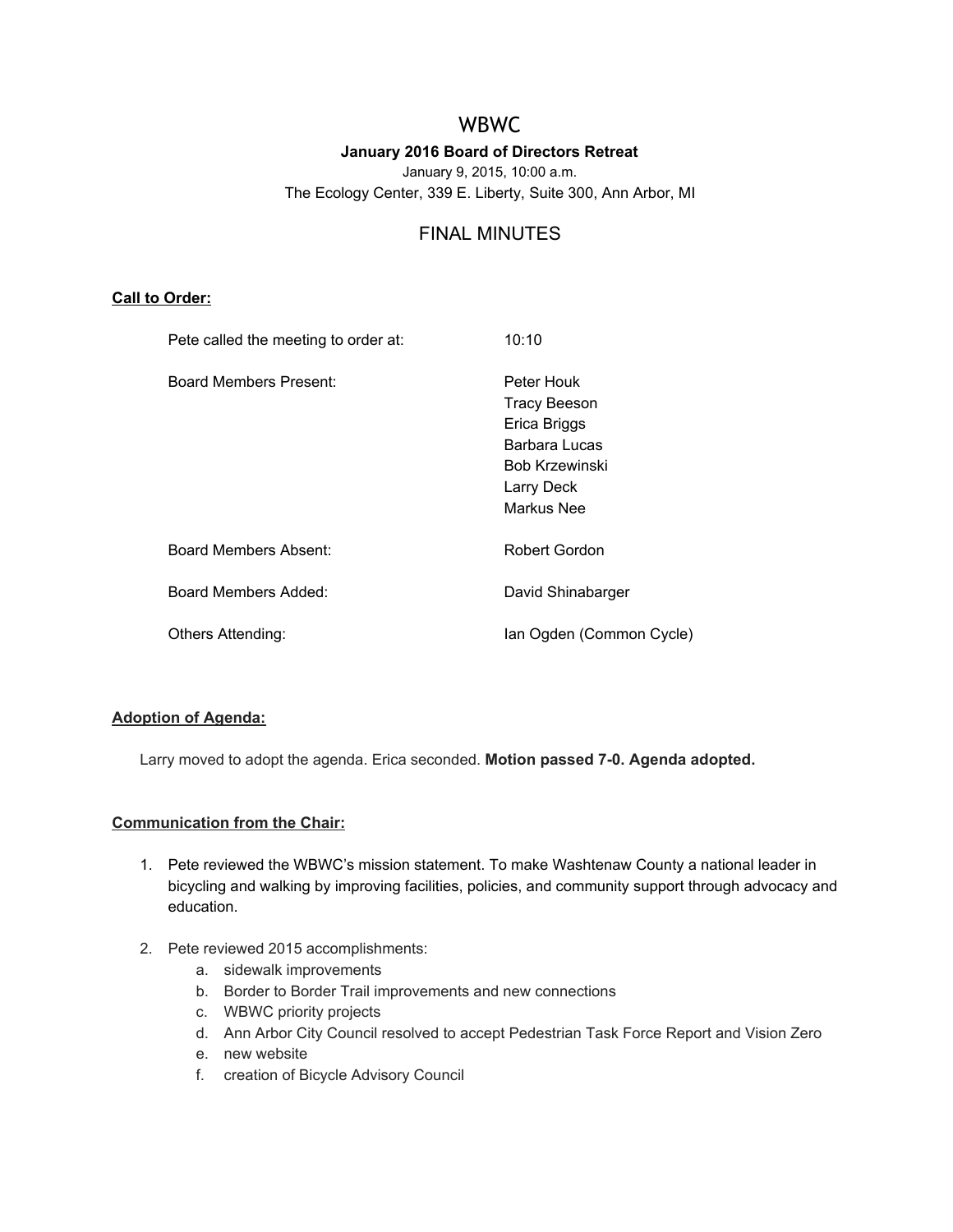# WBWC

**January 2016 Board of Directors Retreat**

January 9, 2015, 10:00 a.m.

The Ecology Center, 339 E. Liberty, Suite 300, Ann Arbor, MI

## FINAL MINUTES

**Call to Order:**

| | |
|---|---|
| Pete called the meeting to order at: | 10:10 |
| Board Members Present: | Peter Houk<br>Tracy Beeson<br>Erica Briggs<br>Barbara Lucas<br>Bob Krzewinski<br>Larry Deck<br>Markus Nee |
| Board Members Absent: | Robert Gordon |
| Board Members Added: | David Shinabarger |
| Others Attending: | Ian Ogden (Common Cycle) |

**Adoption of Agenda:**

Larry moved to adopt the agenda. Erica seconded. **Motion passed 7-0. Agenda adopted.**

**Communication from the Chair:**

1. Pete reviewed the WBWC's mission statement. To make Washtenaw County a national leader in bicycling and walking by improving facilities, policies, and community support through advocacy and education.

2. Pete reviewed 2015 accomplishments:
   a. sidewalk improvements
   b. Border to Border Trail improvements and new connections
   c. WBWC priority projects
   d. Ann Arbor City Council resolved to accept Pedestrian Task Force Report and Vision Zero
   e. new website
   f. creation of Bicycle Advisory Council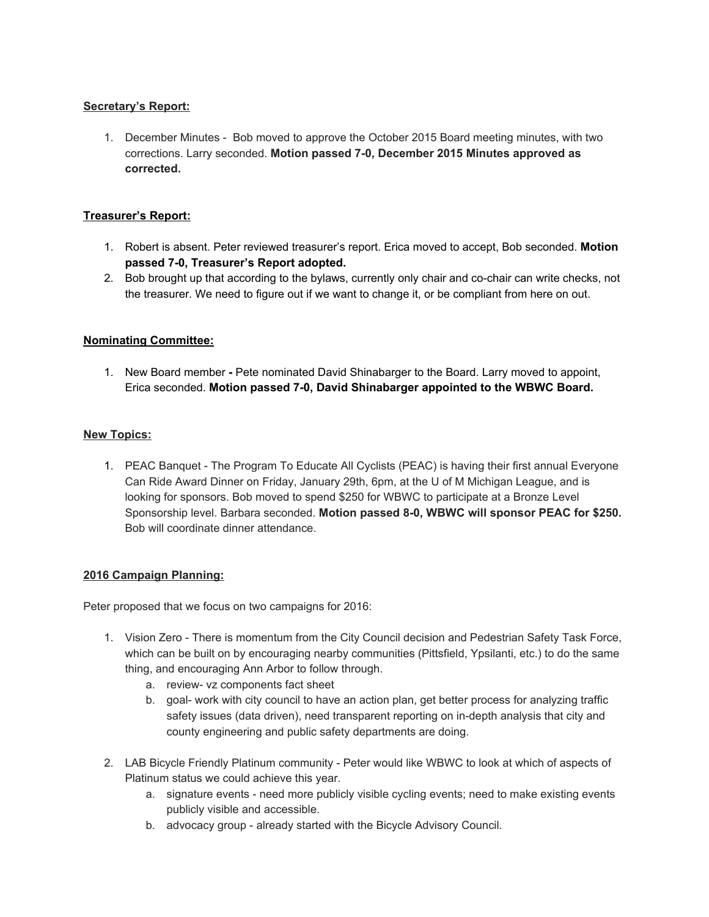**Secretary's Report:**

1. December Minutes - Bob moved to approve the October 2015 Board meeting minutes, with two corrections. Larry seconded. **Motion passed 7-0, December 2015 Minutes approved as corrected.**

**Treasurer's Report:**

1. Robert is absent. Peter reviewed treasurer's report. Erica moved to accept, Bob seconded. **Motion passed 7-0, Treasurer's Report adopted.**
2. Bob brought up that according to the bylaws, currently only chair and co-chair can write checks, not the treasurer. We need to figure out if we want to change it, or be compliant from here on out.

**Nominating Committee:**

1. New Board member **-** Pete nominated David Shinabarger to the Board. Larry moved to appoint, Erica seconded. **Motion passed 7-0, David Shinabarger appointed to the WBWC Board.**

**New Topics:**

1. PEAC Banquet - The Program To Educate All Cyclists (PEAC) is having their first annual Everyone Can Ride Award Dinner on Friday, January 29th, 6pm, at the U of M Michigan League, and is looking for sponsors. Bob moved to spend $250 for WBWC to participate at a Bronze Level Sponsorship level. Barbara seconded. **Motion passed 8-0, WBWC will sponsor PEAC for $250.** Bob will coordinate dinner attendance.

**2016 Campaign Planning:**

Peter proposed that we focus on two campaigns for 2016:

1. Vision Zero - There is momentum from the City Council decision and Pedestrian Safety Task Force, which can be built on by encouraging nearby communities (Pittsfield, Ypsilanti, etc.) to do the same thing, and encouraging Ann Arbor to follow through.
   a. review- vz components fact sheet
   b. goal- work with city council to have an action plan, get better process for analyzing traffic safety issues (data driven), need transparent reporting on in-depth analysis that city and county engineering and public safety departments are doing.
2. LAB Bicycle Friendly Platinum community - Peter would like WBWC to look at which of aspects of Platinum status we could achieve this year.
   a. signature events - need more publicly visible cycling events; need to make existing events publicly visible and accessible.
   b. advocacy group - already started with the Bicycle Advisory Council.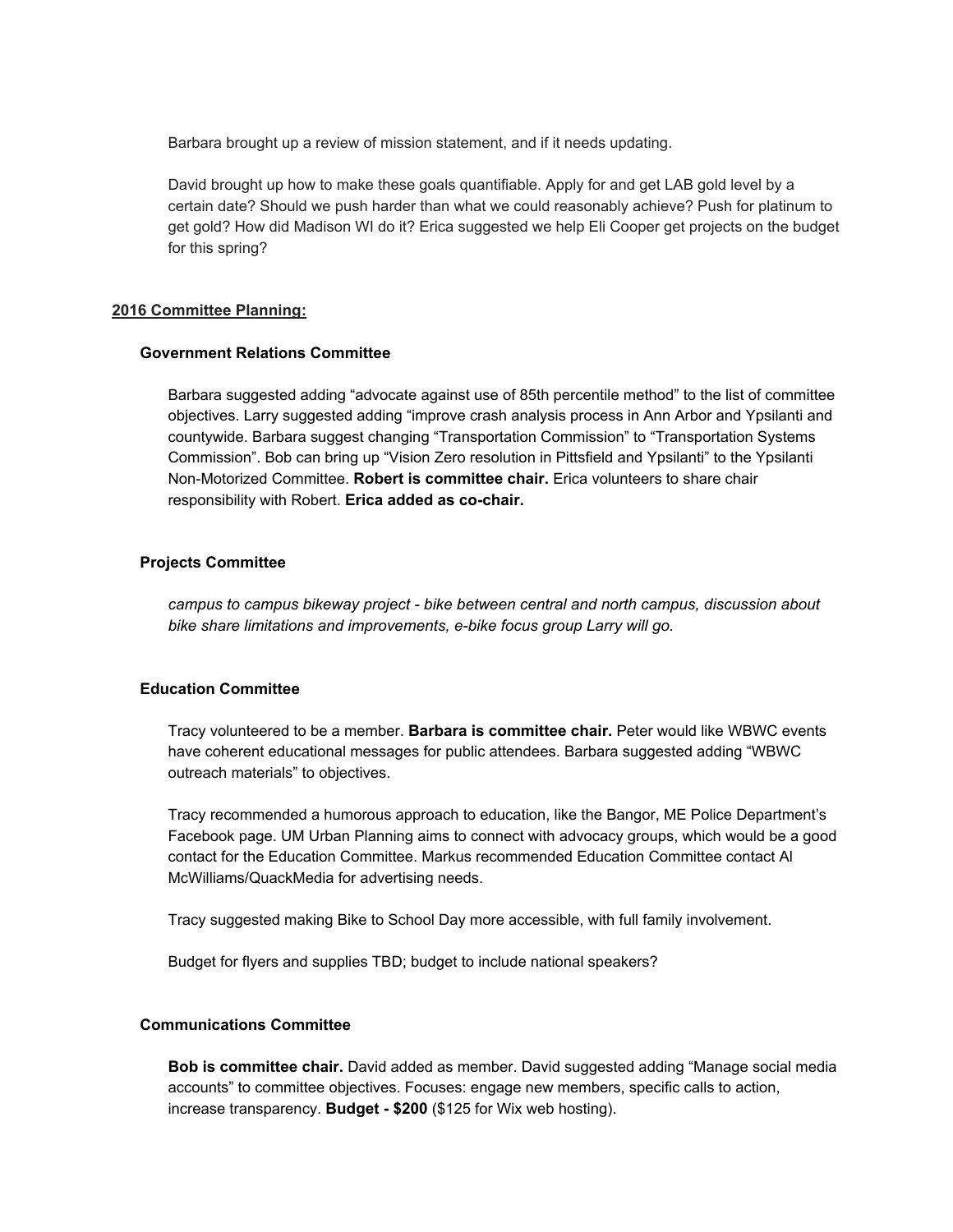Barbara brought up a review of mission statement, and if it needs updating.

David brought up how to make these goals quantifiable. Apply for and get LAB gold level by a certain date? Should we push harder than what we could reasonably achieve? Push for platinum to get gold? How did Madison WI do it? Erica suggested we help Eli Cooper get projects on the budget for this spring?

## 2016 Committee Planning:

### Government Relations Committee

Barbara suggested adding "advocate against use of 85th percentile method" to the list of committee objectives. Larry suggested adding "improve crash analysis process in Ann Arbor and Ypsilanti and countywide. Barbara suggest changing "Transportation Commission" to "Transportation Systems Commission". Bob can bring up "Vision Zero resolution in Pittsfield and Ypsilanti" to the Ypsilanti Non-Motorized Committee. **Robert is committee chair.** Erica volunteers to share chair responsibility with Robert. **Erica added as co-chair.**

### Projects Committee

*campus to campus bikeway project - bike between central and north campus, discussion about bike share limitations and improvements, e-bike focus group Larry will go.*

### Education Committee

Tracy volunteered to be a member. **Barbara is committee chair.** Peter would like WBWC events have coherent educational messages for public attendees. Barbara suggested adding "WBWC outreach materials" to objectives.

Tracy recommended a humorous approach to education, like the Bangor, ME Police Department's Facebook page. UM Urban Planning aims to connect with advocacy groups, which would be a good contact for the Education Committee. Markus recommended Education Committee contact Al McWilliams/QuackMedia for advertising needs.

Tracy suggested making Bike to School Day more accessible, with full family involvement.

Budget for flyers and supplies TBD; budget to include national speakers?

### Communications Committee

**Bob is committee chair.** David added as member. David suggested adding "Manage social media accounts" to committee objectives. Focuses: engage new members, specific calls to action, increase transparency. **Budget - $200** ($125 for Wix web hosting).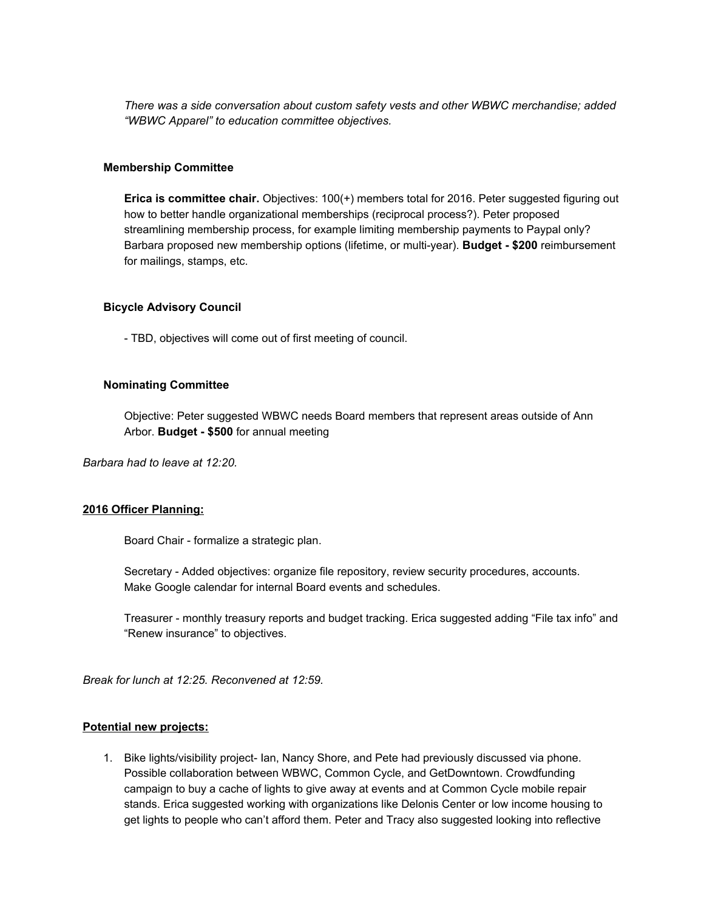*There was a side conversation about custom safety vests and other WBWC merchandise; added "WBWC Apparel" to education committee objectives.*

### Membership Committee

**Erica is committee chair.** Objectives: 100(+) members total for 2016. Peter suggested figuring out how to better handle organizational memberships (reciprocal process?). Peter proposed streamlining membership process, for example limiting membership payments to Paypal only? Barbara proposed new membership options (lifetime, or multi-year). **Budget - $200** reimbursement for mailings, stamps, etc.

### Bicycle Advisory Council

- TBD, objectives will come out of first meeting of council.

### Nominating Committee

Objective: Peter suggested WBWC needs Board members that represent areas outside of Ann Arbor. **Budget - $500** for annual meeting

*Barbara had to leave at 12:20.*

## 2016 Officer Planning:

Board Chair - formalize a strategic plan.

Secretary - Added objectives: organize file repository, review security procedures, accounts. Make Google calendar for internal Board events and schedules.

Treasurer - monthly treasury reports and budget tracking. Erica suggested adding "File tax info" and "Renew insurance" to objectives.

*Break for lunch at 12:25. Reconvened at 12:59.*

## Potential new projects:

1. Bike lights/visibility project- Ian, Nancy Shore, and Pete had previously discussed via phone. Possible collaboration between WBWC, Common Cycle, and GetDowntown. Crowdfunding campaign to buy a cache of lights to give away at events and at Common Cycle mobile repair stands. Erica suggested working with organizations like Delonis Center or low income housing to get lights to people who can't afford them. Peter and Tracy also suggested looking into reflective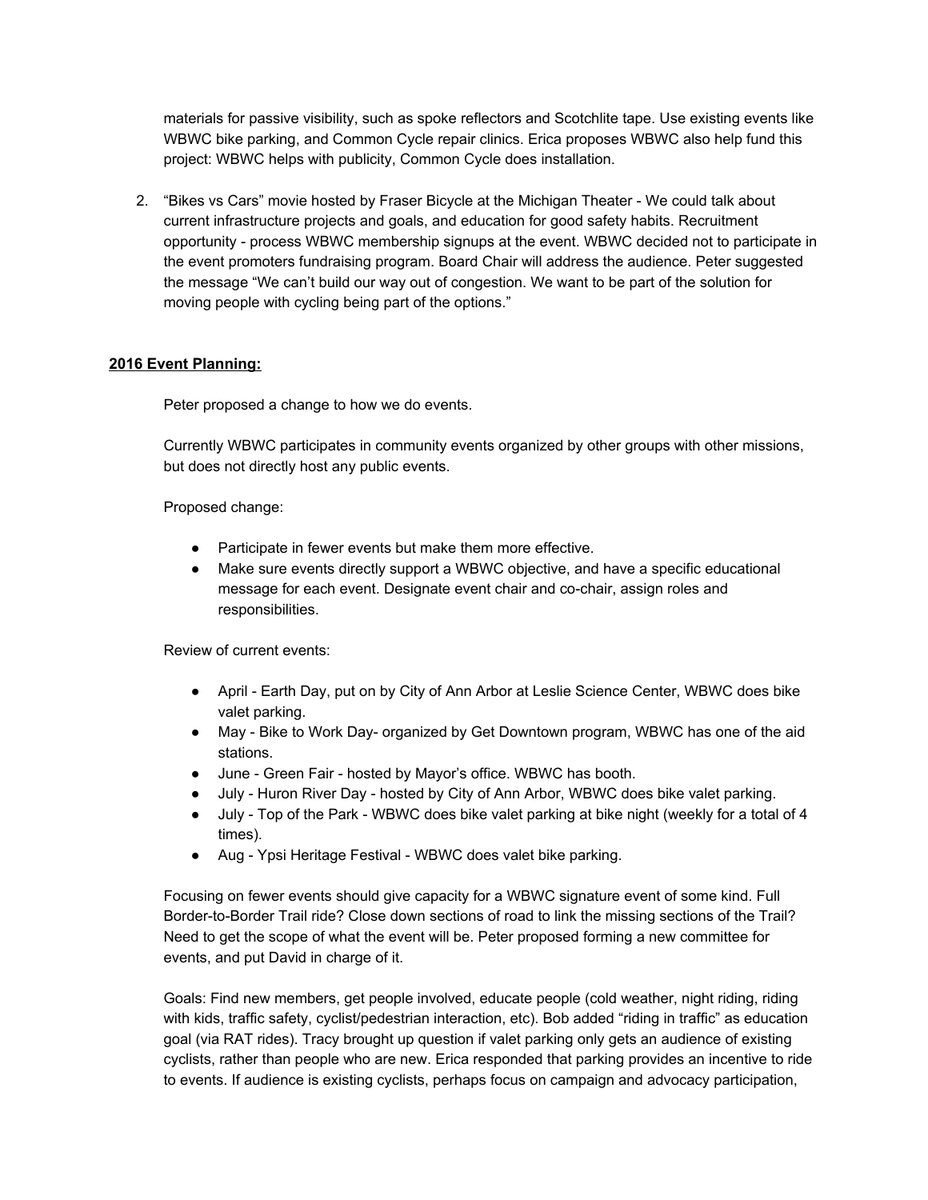materials for passive visibility, such as spoke reflectors and Scotchlite tape. Use existing events like WBWC bike parking, and Common Cycle repair clinics. Erica proposes WBWC also help fund this project: WBWC helps with publicity, Common Cycle does installation.

2. "Bikes vs Cars" movie hosted by Fraser Bicycle at the Michigan Theater - We could talk about current infrastructure projects and goals, and education for good safety habits. Recruitment opportunity - process WBWC membership signups at the event. WBWC decided not to participate in the event promoters fundraising program. Board Chair will address the audience. Peter suggested the message "We can't build our way out of congestion. We want to be part of the solution for moving people with cycling being part of the options."

## **2016 Event Planning:**

Peter proposed a change to how we do events.

Currently WBWC participates in community events organized by other groups with other missions, but does not directly host any public events.

Proposed change:

- Participate in fewer events but make them more effective.
- Make sure events directly support a WBWC objective, and have a specific educational message for each event. Designate event chair and co-chair, assign roles and responsibilities.

Review of current events:

- April - Earth Day, put on by City of Ann Arbor at Leslie Science Center, WBWC does bike valet parking.
- May - Bike to Work Day- organized by Get Downtown program, WBWC has one of the aid stations.
- June - Green Fair - hosted by Mayor's office. WBWC has booth.
- July - Huron River Day - hosted by City of Ann Arbor, WBWC does bike valet parking.
- July - Top of the Park - WBWC does bike valet parking at bike night (weekly for a total of 4 times).
- Aug - Ypsi Heritage Festival - WBWC does valet bike parking.

Focusing on fewer events should give capacity for a WBWC signature event of some kind. Full Border-to-Border Trail ride? Close down sections of road to link the missing sections of the Trail? Need to get the scope of what the event will be. Peter proposed forming a new committee for events, and put David in charge of it.

Goals: Find new members, get people involved, educate people (cold weather, night riding, riding with kids, traffic safety, cyclist/pedestrian interaction, etc). Bob added "riding in traffic" as education goal (via RAT rides). Tracy brought up question if valet parking only gets an audience of existing cyclists, rather than people who are new. Erica responded that parking provides an incentive to ride to events. If audience is existing cyclists, perhaps focus on campaign and advocacy participation,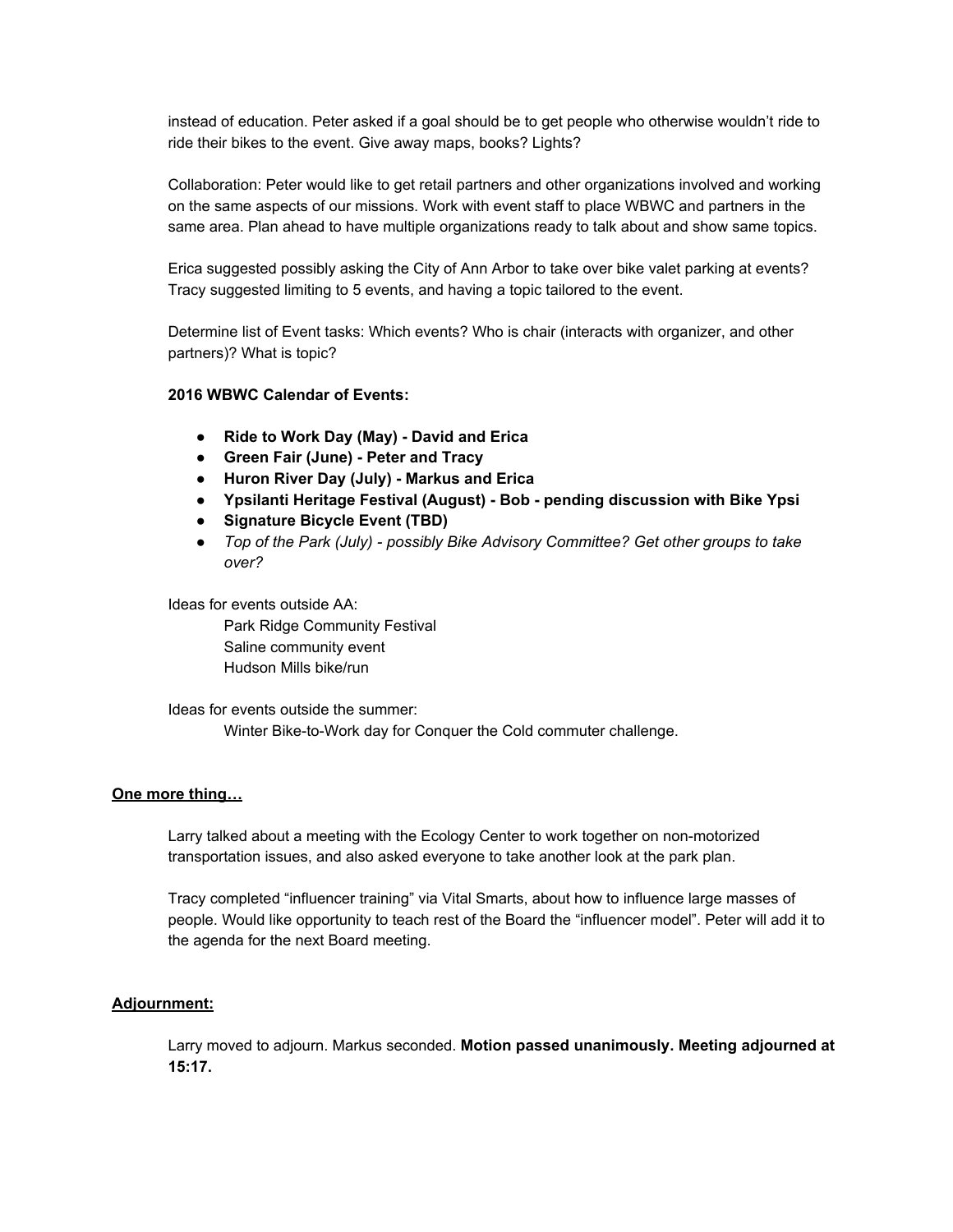instead of education. Peter asked if a goal should be to get people who otherwise wouldn't ride to ride their bikes to the event. Give away maps, books? Lights?

Collaboration: Peter would like to get retail partners and other organizations involved and working on the same aspects of our missions. Work with event staff to place WBWC and partners in the same area. Plan ahead to have multiple organizations ready to talk about and show same topics.

Erica suggested possibly asking the City of Ann Arbor to take over bike valet parking at events? Tracy suggested limiting to 5 events, and having a topic tailored to the event.

Determine list of Event tasks: Which events? Who is chair (interacts with organizer, and other partners)? What is topic?

**2016 WBWC Calendar of Events:**

- **Ride to Work Day (May) - David and Erica**
- **Green Fair (June) - Peter and Tracy**
- **Huron River Day (July) - Markus and Erica**
- **Ypsilanti Heritage Festival (August) - Bob - pending discussion with Bike Ypsi**
- **Signature Bicycle Event (TBD)**
- *Top of the Park (July) - possibly Bike Advisory Committee? Get other groups to take over?*

Ideas for events outside AA:

Park Ridge Community Festival
Saline community event
Hudson Mills bike/run

Ideas for events outside the summer:

Winter Bike-to-Work day for Conquer the Cold commuter challenge.

## One more thing…

Larry talked about a meeting with the Ecology Center to work together on non-motorized transportation issues, and also asked everyone to take another look at the park plan.

Tracy completed "influencer training" via Vital Smarts, about how to influence large masses of people. Would like opportunity to teach rest of the Board the "influencer model". Peter will add it to the agenda for the next Board meeting.

## Adjournment:

Larry moved to adjourn. Markus seconded. **Motion passed unanimously. Meeting adjourned at 15:17.**